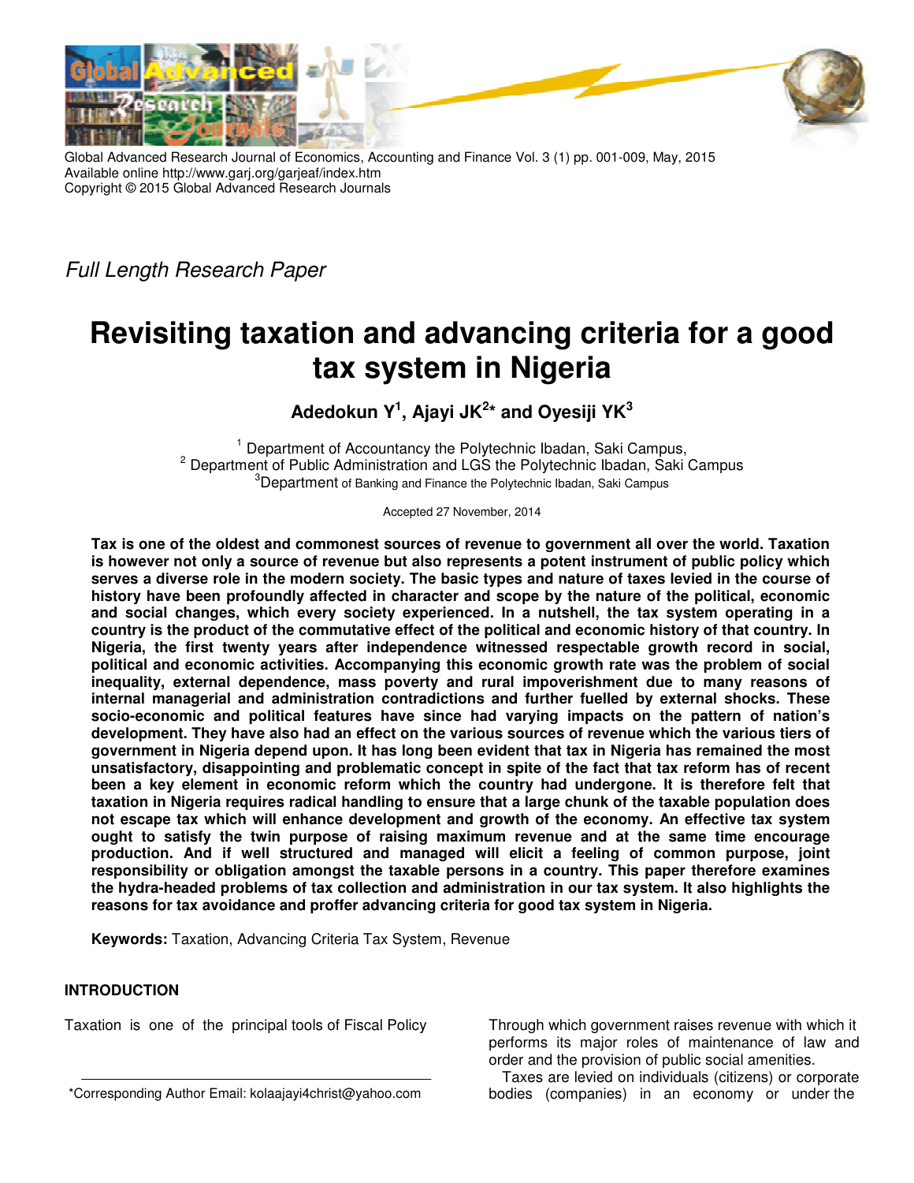Global Advanced Research Journal of Economics, Accounting and Finance Vol. 3 (1) pp. 001-009, May, 2015
Available online http://www.garj.org/garjeaf/index.htm
Copyright © 2015 Global Advanced Research Journals

*Full Length Research Paper*

# Revisiting taxation and advancing criteria for a good tax system in Nigeria

**Adedokun Y[1], Ajayi JK[2]* and Oyesiji YK[3]**

[1] Department of Accountancy the Polytechnic Ibadan, Saki Campus,
[2] Department of Public Administration and LGS the Polytechnic Ibadan, Saki Campus
[3]Department of Banking and Finance the Polytechnic Ibadan, Saki Campus

Accepted 27 November, 2014

**Tax is one of the oldest and commonest sources of revenue to government all over the world. Taxation is however not only a source of revenue but also represents a potent instrument of public policy which serves a diverse role in the modern society. The basic types and nature of taxes levied in the course of history have been profoundly affected in character and scope by the nature of the political, economic and social changes, which every society experienced. In a nutshell, the tax system operating in a country is the product of the commutative effect of the political and economic history of that country. In Nigeria, the first twenty years after independence witnessed respectable growth record in social, political and economic activities. Accompanying this economic growth rate was the problem of social inequality, external dependence, mass poverty and rural impoverishment due to many reasons of internal managerial and administration contradictions and further fuelled by external shocks. These socio-economic and political features have since had varying impacts on the pattern of nation's development. They have also had an effect on the various sources of revenue which the various tiers of government in Nigeria depend upon. It has long been evident that tax in Nigeria has remained the most unsatisfactory, disappointing and problematic concept in spite of the fact that tax reform has of recent been a key element in economic reform which the country had undergone. It is therefore felt that taxation in Nigeria requires radical handling to ensure that a large chunk of the taxable population does not escape tax which will enhance development and growth of the economy. An effective tax system ought to satisfy the twin purpose of raising maximum revenue and at the same time encourage production. And if well structured and managed will elicit a feeling of common purpose, joint responsibility or obligation amongst the taxable persons in a country. This paper therefore examines the hydra-headed problems of tax collection and administration in our tax system. It also highlights the reasons for tax avoidance and proffer advancing criteria for good tax system in Nigeria.**

**Keywords:** Taxation, Advancing Criteria Tax System, Revenue

## INTRODUCTION

Taxation is one of the principal tools of Fiscal Policy Through which government raises revenue with which it performs its major roles of maintenance of law and order and the provision of public social amenities.

Taxes are levied on individuals (citizens) or corporate bodies (companies) in an economy or under the

*Corresponding Author Email: kolaajayi4christ@yahoo.com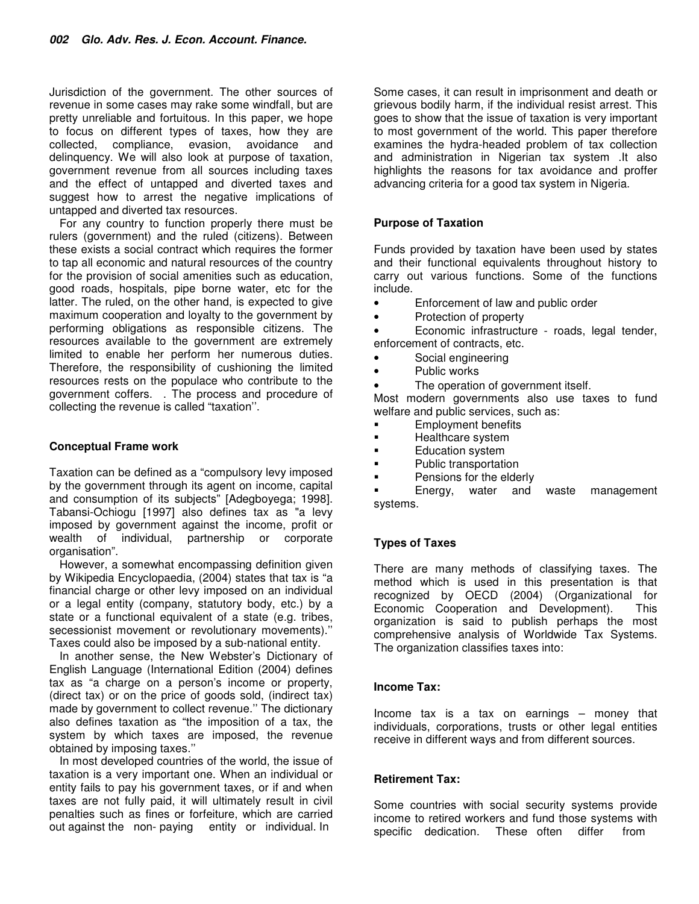Jurisdiction of the government. The other sources of revenue in some cases may rake some windfall, but are pretty unreliable and fortuitous. In this paper, we hope to focus on different types of taxes, how they are collected, compliance, evasion, avoidance and delinquency. We will also look at purpose of taxation, government revenue from all sources including taxes and the effect of untapped and diverted taxes and suggest how to arrest the negative implications of untapped and diverted tax resources.

For any country to function properly there must be rulers (government) and the ruled (citizens). Between these exists a social contract which requires the former to tap all economic and natural resources of the country for the provision of social amenities such as education, good roads, hospitals, pipe borne water, etc for the latter. The ruled, on the other hand, is expected to give maximum cooperation and loyalty to the government by performing obligations as responsible citizens. The resources available to the government are extremely limited to enable her perform her numerous duties. Therefore, the responsibility of cushioning the limited resources rests on the populace who contribute to the government coffers. . The process and procedure of collecting the revenue is called "taxation''.

### Conceptual Frame work

Taxation can be defined as a "compulsory levy imposed by the government through its agent on income, capital and consumption of its subjects" [Adegboyega; 1998]. Tabansi-Ochiogu [1997] also defines tax as "a levy imposed by government against the income, profit or wealth of individual, partnership or corporate organisation".

However, a somewhat encompassing definition given by Wikipedia Encyclopaedia, (2004) states that tax is "a financial charge or other levy imposed on an individual or a legal entity (company, statutory body, etc.) by a state or a functional equivalent of a state (e.g. tribes, secessionist movement or revolutionary movements).'' Taxes could also be imposed by a sub-national entity.

In another sense, the New Webster's Dictionary of English Language (International Edition (2004) defines tax as "a charge on a person's income or property, (direct tax) or on the price of goods sold, (indirect tax) made by government to collect revenue.'' The dictionary also defines taxation as "the imposition of a tax, the system by which taxes are imposed, the revenue obtained by imposing taxes.''

In most developed countries of the world, the issue of taxation is a very important one. When an individual or entity fails to pay his government taxes, or if and when taxes are not fully paid, it will ultimately result in civil penalties such as fines or forfeiture, which are carried out against the non- paying entity or individual. In Some cases, it can result in imprisonment and death or grievous bodily harm, if the individual resist arrest. This goes to show that the issue of taxation is very important to most government of the world. This paper therefore examines the hydra-headed problem of tax collection and administration in Nigerian tax system .It also highlights the reasons for tax avoidance and proffer advancing criteria for a good tax system in Nigeria.

### Purpose of Taxation

Funds provided by taxation have been used by states and their functional equivalents throughout history to carry out various functions. Some of the functions include.

- Enforcement of law and public order
- Protection of property
- Economic infrastructure - roads, legal tender, enforcement of contracts, etc.
- Social engineering
- Public works
- The operation of government itself.

Most modern governments also use taxes to fund welfare and public services, such as:

- Employment benefits
- Healthcare system
- Education system
- Public transportation
- Pensions for the elderly
- Energy, water and waste management systems.

### Types of Taxes

There are many methods of classifying taxes. The method which is used in this presentation is that recognized by OECD (2004) (Organizational for Economic Cooperation and Development). This organization is said to publish perhaps the most comprehensive analysis of Worldwide Tax Systems. The organization classifies taxes into:

### Income Tax:

Income tax is a tax on earnings – money that individuals, corporations, trusts or other legal entities receive in different ways and from different sources.

### Retirement Tax:

Some countries with social security systems provide income to retired workers and fund those systems with specific dedication. These often differ from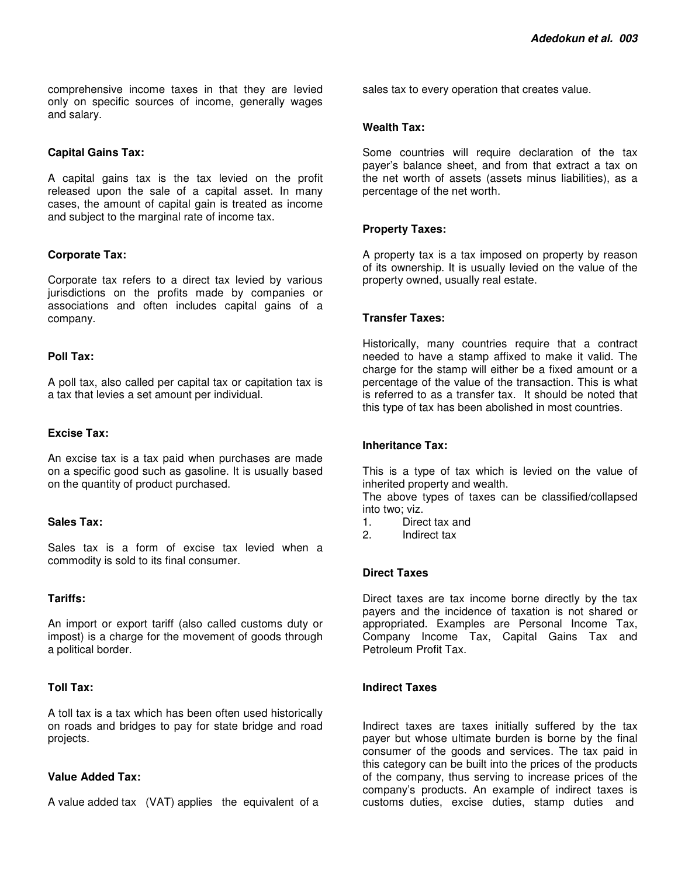comprehensive income taxes in that they are levied only on specific sources of income, generally wages and salary.

**Capital Gains Tax:**

A capital gains tax is the tax levied on the profit released upon the sale of a capital asset. In many cases, the amount of capital gain is treated as income and subject to the marginal rate of income tax.

**Corporate Tax:**

Corporate tax refers to a direct tax levied by various jurisdictions on the profits made by companies or associations and often includes capital gains of a company.

**Poll Tax:**

A poll tax, also called per capital tax or capitation tax is a tax that levies a set amount per individual.

**Excise Tax:**

An excise tax is a tax paid when purchases are made on a specific good such as gasoline. It is usually based on the quantity of product purchased.

**Sales Tax:**

Sales tax is a form of excise tax levied when a commodity is sold to its final consumer.

**Tariffs:**

An import or export tariff (also called customs duty or impost) is a charge for the movement of goods through a political border.

**Toll Tax:**

A toll tax is a tax which has been often used historically on roads and bridges to pay for state bridge and road projects.

**Value Added Tax:**

A value added tax (VAT) applies the equivalent of a sales tax to every operation that creates value.

**Wealth Tax:**

Some countries will require declaration of the tax payer's balance sheet, and from that extract a tax on the net worth of assets (assets minus liabilities), as a percentage of the net worth.

**Property Taxes:**

A property tax is a tax imposed on property by reason of its ownership. It is usually levied on the value of the property owned, usually real estate.

**Transfer Taxes:**

Historically, many countries require that a contract needed to have a stamp affixed to make it valid. The charge for the stamp will either be a fixed amount or a percentage of the value of the transaction. This is what is referred to as a transfer tax. It should be noted that this type of tax has been abolished in most countries.

**Inheritance Tax:**

This is a type of tax which is levied on the value of inherited property and wealth.
The above types of taxes can be classified/collapsed into two; viz.

1. Direct tax and
2. Indirect tax

**Direct Taxes**

Direct taxes are tax income borne directly by the tax payers and the incidence of taxation is not shared or appropriated. Examples are Personal Income Tax, Company Income Tax, Capital Gains Tax and Petroleum Profit Tax.

**Indirect Taxes**

Indirect taxes are taxes initially suffered by the tax payer but whose ultimate burden is borne by the final consumer of the goods and services. The tax paid in this category can be built into the prices of the products of the company, thus serving to increase prices of the company's products. An example of indirect taxes is customs duties, excise duties, stamp duties and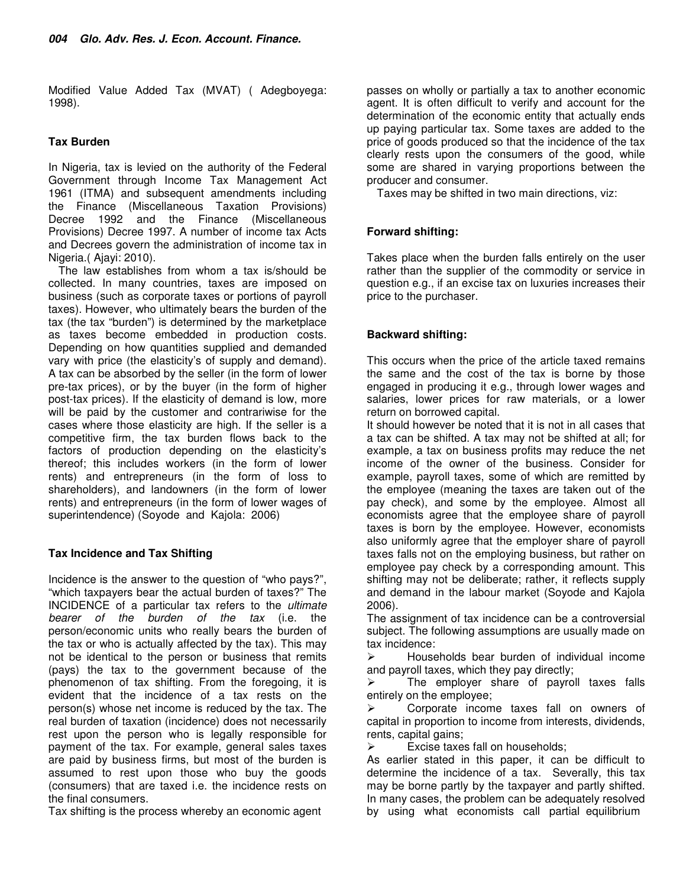Modified Value Added Tax (MVAT) ( Adegboyega: 1998).

## Tax Burden

In Nigeria, tax is levied on the authority of the Federal Government through Income Tax Management Act 1961 (ITMA) and subsequent amendments including the Finance (Miscellaneous Taxation Provisions) Decree 1992 and the Finance (Miscellaneous Provisions) Decree 1997. A number of income tax Acts and Decrees govern the administration of income tax in Nigeria.( Ajayi: 2010).

The law establishes from whom a tax is/should be collected. In many countries, taxes are imposed on business (such as corporate taxes or portions of payroll taxes). However, who ultimately bears the burden of the tax (the tax "burden") is determined by the marketplace as taxes become embedded in production costs. Depending on how quantities supplied and demanded vary with price (the elasticity's of supply and demand). A tax can be absorbed by the seller (in the form of lower pre-tax prices), or by the buyer (in the form of higher post-tax prices). If the elasticity of demand is low, more will be paid by the customer and contrariwise for the cases where those elasticity are high. If the seller is a competitive firm, the tax burden flows back to the factors of production depending on the elasticity's thereof; this includes workers (in the form of lower rents) and entrepreneurs (in the form of loss to shareholders), and landowners (in the form of lower rents) and entrepreneurs (in the form of lower wages of superintendence) (Soyode and Kajola: 2006)

## Tax Incidence and Tax Shifting

Incidence is the answer to the question of "who pays?", "which taxpayers bear the actual burden of taxes?" The INCIDENCE of a particular tax refers to the *ultimate bearer of the burden of the tax* (i.e. the person/economic units who really bears the burden of the tax or who is actually affected by the tax). This may not be identical to the person or business that remits (pays) the tax to the government because of the phenomenon of tax shifting. From the foregoing, it is evident that the incidence of a tax rests on the person(s) whose net income is reduced by the tax. The real burden of taxation (incidence) does not necessarily rest upon the person who is legally responsible for payment of the tax. For example, general sales taxes are paid by business firms, but most of the burden is assumed to rest upon those who buy the goods (consumers) that are taxed i.e. the incidence rests on the final consumers.

Tax shifting is the process whereby an economic agent passes on wholly or partially a tax to another economic agent. It is often difficult to verify and account for the determination of the economic entity that actually ends up paying particular tax. Some taxes are added to the price of goods produced so that the incidence of the tax clearly rests upon the consumers of the good, while some are shared in varying proportions between the producer and consumer.

Taxes may be shifted in two main directions, viz:

### Forward shifting:

Takes place when the burden falls entirely on the user rather than the supplier of the commodity or service in question e.g., if an excise tax on luxuries increases their price to the purchaser.

### Backward shifting:

This occurs when the price of the article taxed remains the same and the cost of the tax is borne by those engaged in producing it e.g., through lower wages and salaries, lower prices for raw materials, or a lower return on borrowed capital.

It should however be noted that it is not in all cases that a tax can be shifted. A tax may not be shifted at all; for example, a tax on business profits may reduce the net income of the owner of the business. Consider for example, payroll taxes, some of which are remitted by the employee (meaning the taxes are taken out of the pay check), and some by the employee. Almost all economists agree that the employee share of payroll taxes is born by the employee. However, economists also uniformly agree that the employer share of payroll taxes falls not on the employing business, but rather on employee pay check by a corresponding amount. This shifting may not be deliberate; rather, it reflects supply and demand in the labour market (Soyode and Kajola 2006).

The assignment of tax incidence can be a controversial subject. The following assumptions are usually made on tax incidence:

- Households bear burden of individual income and payroll taxes, which they pay directly;
- The employer share of payroll taxes falls entirely on the employee;
- Corporate income taxes fall on owners of capital in proportion to income from interests, dividends, rents, capital gains;
- Excise taxes fall on households;

As earlier stated in this paper, it can be difficult to determine the incidence of a tax. Severally, this tax may be borne partly by the taxpayer and partly shifted. In many cases, the problem can be adequately resolved by using what economists call partial equilibrium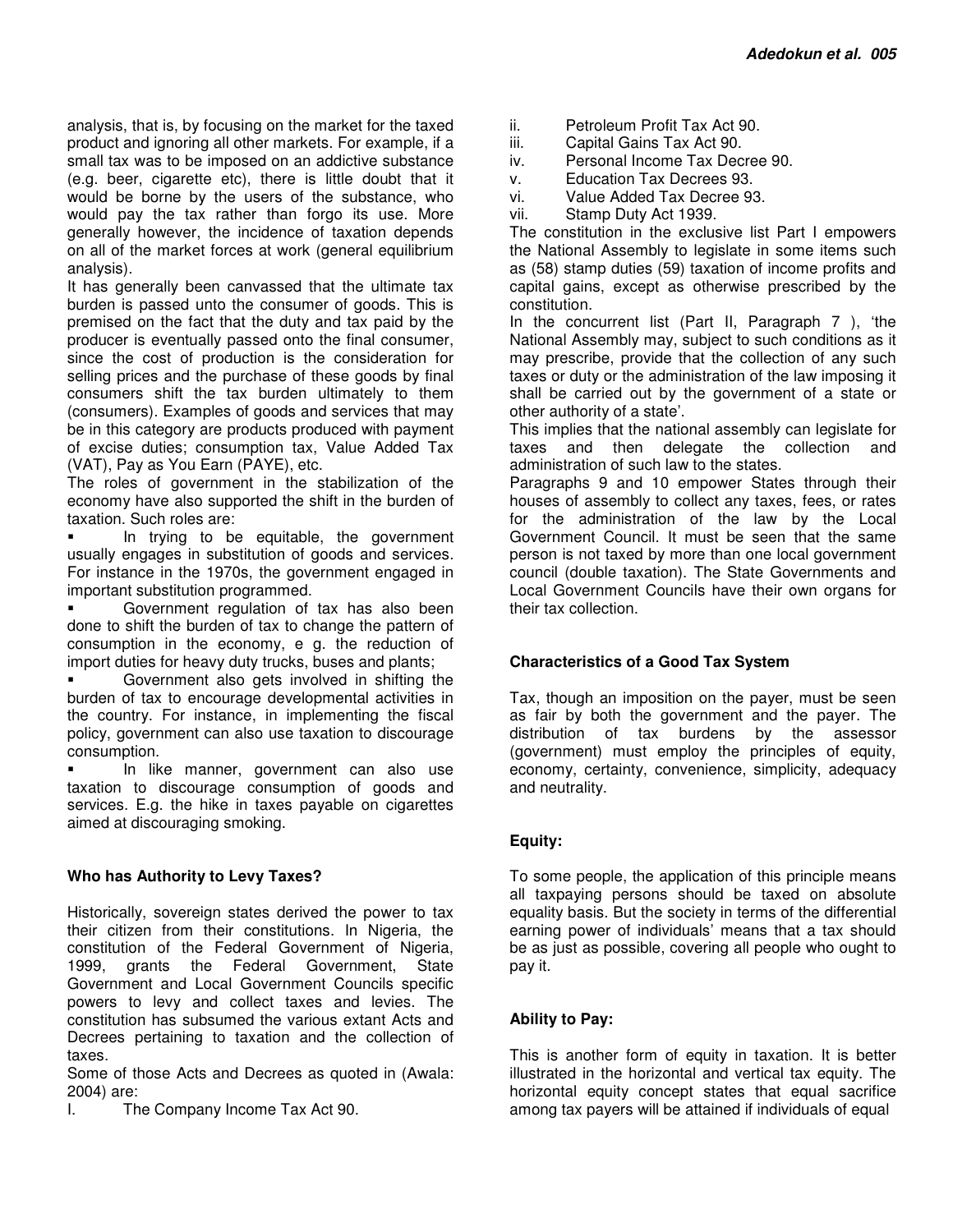analysis, that is, by focusing on the market for the taxed product and ignoring all other markets. For example, if a small tax was to be imposed on an addictive substance (e.g. beer, cigarette etc), there is little doubt that it would be borne by the users of the substance, who would pay the tax rather than forgo its use. More generally however, the incidence of taxation depends on all of the market forces at work (general equilibrium analysis).

It has generally been canvassed that the ultimate tax burden is passed unto the consumer of goods. This is premised on the fact that the duty and tax paid by the producer is eventually passed onto the final consumer, since the cost of production is the consideration for selling prices and the purchase of these goods by final consumers shift the tax burden ultimately to them (consumers). Examples of goods and services that may be in this category are products produced with payment of excise duties; consumption tax, Value Added Tax (VAT), Pay as You Earn (PAYE), etc.

The roles of government in the stabilization of the economy have also supported the shift in the burden of taxation. Such roles are:

- In trying to be equitable, the government usually engages in substitution of goods and services. For instance in the 1970s, the government engaged in important substitution programmed.
- Government regulation of tax has also been done to shift the burden of tax to change the pattern of consumption in the economy, e g. the reduction of import duties for heavy duty trucks, buses and plants;
- Government also gets involved in shifting the burden of tax to encourage developmental activities in the country. For instance, in implementing the fiscal policy, government can also use taxation to discourage consumption.
- In like manner, government can also use taxation to discourage consumption of goods and services. E.g. the hike in taxes payable on cigarettes aimed at discouraging smoking.

### Who has Authority to Levy Taxes?

Historically, sovereign states derived the power to tax their citizen from their constitutions. In Nigeria, the constitution of the Federal Government of Nigeria, 1999, grants the Federal Government, State Government and Local Government Councils specific powers to levy and collect taxes and levies. The constitution has subsumed the various extant Acts and Decrees pertaining to taxation and the collection of taxes.

Some of those Acts and Decrees as quoted in (Awala: 2004) are:

I. The Company Income Tax Act 90.
ii. Petroleum Profit Tax Act 90.
iii. Capital Gains Tax Act 90.
iv. Personal Income Tax Decree 90.
v. Education Tax Decrees 93.
vi. Value Added Tax Decree 93.
vii. Stamp Duty Act 1939.

The constitution in the exclusive list Part I empowers the National Assembly to legislate in some items such as (58) stamp duties (59) taxation of income profits and capital gains, except as otherwise prescribed by the constitution.

In the concurrent list (Part II, Paragraph 7 ), 'the National Assembly may, subject to such conditions as it may prescribe, provide that the collection of any such taxes or duty or the administration of the law imposing it shall be carried out by the government of a state or other authority of a state'.

This implies that the national assembly can legislate for taxes and then delegate the collection and administration of such law to the states.

Paragraphs 9 and 10 empower States through their houses of assembly to collect any taxes, fees, or rates for the administration of the law by the Local Government Council. It must be seen that the same person is not taxed by more than one local government council (double taxation). The State Governments and Local Government Councils have their own organs for their tax collection.

### Characteristics of a Good Tax System

Tax, though an imposition on the payer, must be seen as fair by both the government and the payer. The distribution of tax burdens by the assessor (government) must employ the principles of equity, economy, certainty, convenience, simplicity, adequacy and neutrality.

### Equity:

To some people, the application of this principle means all taxpaying persons should be taxed on absolute equality basis. But the society in terms of the differential earning power of individuals' means that a tax should be as just as possible, covering all people who ought to pay it.

### Ability to Pay:

This is another form of equity in taxation. It is better illustrated in the horizontal and vertical tax equity. The horizontal equity concept states that equal sacrifice among tax payers will be attained if individuals of equal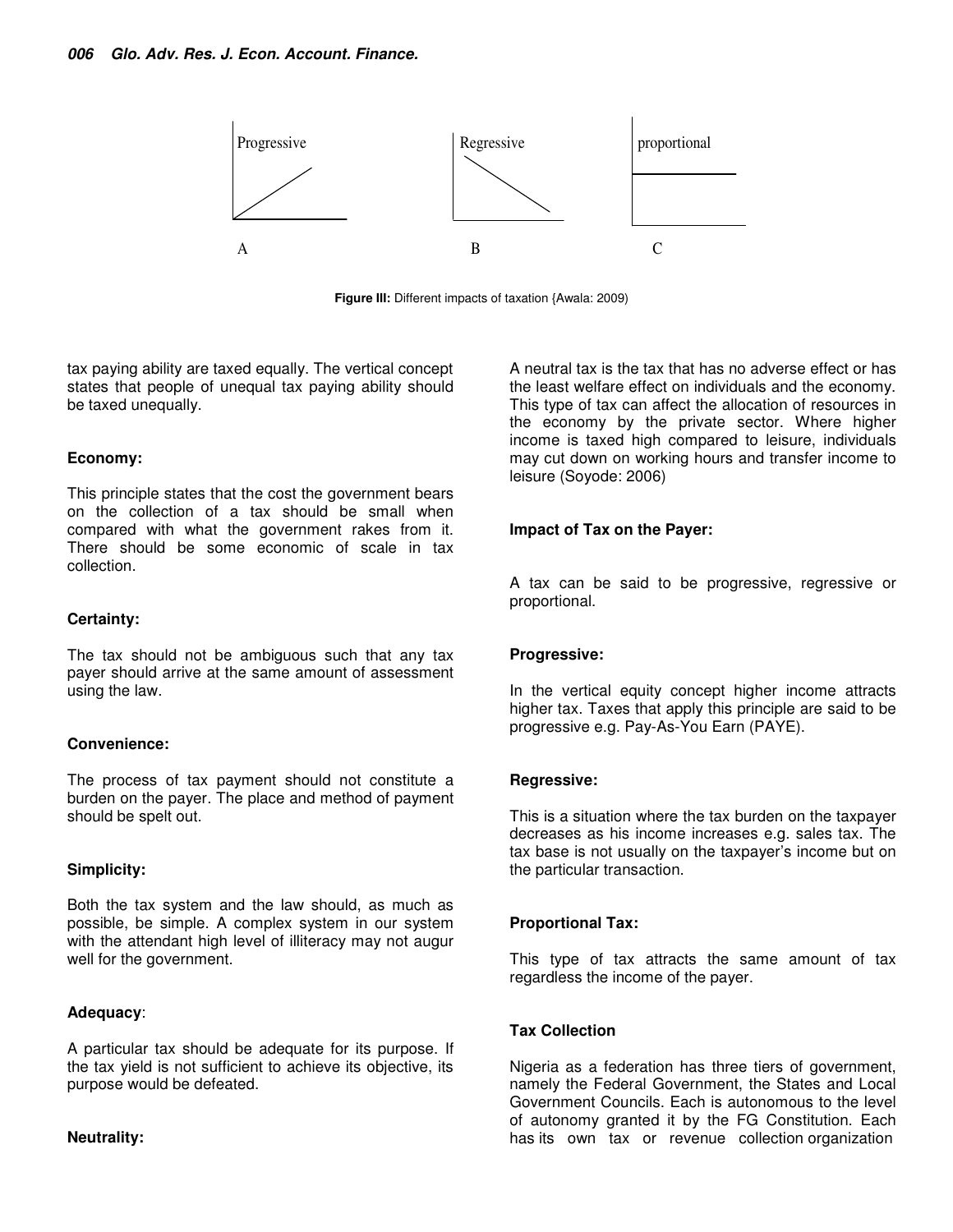Progressive

A

Regressive

B

proportional

C

**Figure III:** Different impacts of taxation {Awala: 2009)

tax paying ability are taxed equally. The vertical concept states that people of unequal tax paying ability should be taxed unequally.

**Economy:**

This principle states that the cost the government bears on the collection of a tax should be small when compared with what the government rakes from it. There should be some economic of scale in tax collection.

**Certainty:**

The tax should not be ambiguous such that any tax payer should arrive at the same amount of assessment using the law.

**Convenience:**

The process of tax payment should not constitute a burden on the payer. The place and method of payment should be spelt out.

**Simplicity:**

Both the tax system and the law should, as much as possible, be simple. A complex system in our system with the attendant high level of illiteracy may not augur well for the government.

**Adequacy**:

A particular tax should be adequate for its purpose. If the tax yield is not sufficient to achieve its objective, its purpose would be defeated.

**Neutrality:**

A neutral tax is the tax that has no adverse effect or has the least welfare effect on individuals and the economy. This type of tax can affect the allocation of resources in the economy by the private sector. Where higher income is taxed high compared to leisure, individuals may cut down on working hours and transfer income to leisure (Soyode: 2006)

**Impact of Tax on the Payer:**

A tax can be said to be progressive, regressive or proportional.

**Progressive:**

In the vertical equity concept higher income attracts higher tax. Taxes that apply this principle are said to be progressive e.g. Pay-As-You Earn (PAYE).

**Regressive:**

This is a situation where the tax burden on the taxpayer decreases as his income increases e.g. sales tax. The tax base is not usually on the taxpayer's income but on the particular transaction.

**Proportional Tax:**

This type of tax attracts the same amount of tax regardless the income of the payer.

**Tax Collection**

Nigeria as a federation has three tiers of government, namely the Federal Government, the States and Local Government Councils. Each is autonomous to the level of autonomy granted it by the FG Constitution. Each has its own tax or revenue collection organization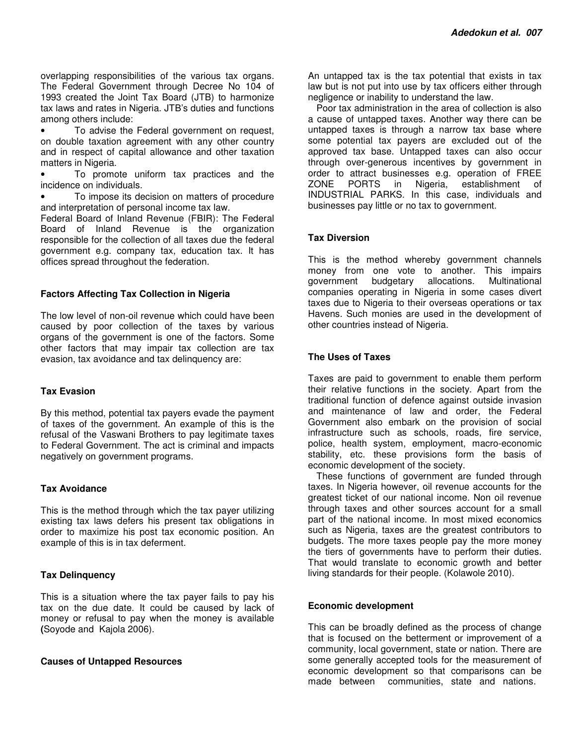overlapping responsibilities of the various tax organs. The Federal Government through Decree No 104 of 1993 created the Joint Tax Board (JTB) to harmonize tax laws and rates in Nigeria. JTB's duties and functions among others include:

- To advise the Federal government on request, on double taxation agreement with any other country and in respect of capital allowance and other taxation matters in Nigeria.
- To promote uniform tax practices and the incidence on individuals.
- To impose its decision on matters of procedure and interpretation of personal income tax law.

Federal Board of Inland Revenue (FBIR): The Federal Board of Inland Revenue is the organization responsible for the collection of all taxes due the federal government e.g. company tax, education tax. It has offices spread throughout the federation.

### Factors Affecting Tax Collection in Nigeria

The low level of non-oil revenue which could have been caused by poor collection of the taxes by various organs of the government is one of the factors. Some other factors that may impair tax collection are tax evasion, tax avoidance and tax delinquency are:

### Tax Evasion

By this method, potential tax payers evade the payment of taxes of the government. An example of this is the refusal of the Vaswani Brothers to pay legitimate taxes to Federal Government. The act is criminal and impacts negatively on government programs.

### Tax Avoidance

This is the method through which the tax payer utilizing existing tax laws defers his present tax obligations in order to maximize his post tax economic position. An example of this is in tax deferment.

### Tax Delinquency

This is a situation where the tax payer fails to pay his tax on the due date. It could be caused by lack of money or refusal to pay when the money is available (Soyode and Kajola 2006).

### Causes of Untapped Resources

An untapped tax is the tax potential that exists in tax law but is not put into use by tax officers either through negligence or inability to understand the law.

Poor tax administration in the area of collection is also a cause of untapped taxes. Another way there can be untapped taxes is through a narrow tax base where some potential tax payers are excluded out of the approved tax base. Untapped taxes can also occur through over-generous incentives by government in order to attract businesses e.g. operation of FREE ZONE PORTS in Nigeria, establishment of INDUSTRIAL PARKS. In this case, individuals and businesses pay little or no tax to government.

### Tax Diversion

This is the method whereby government channels money from one vote to another. This impairs government budgetary allocations. Multinational companies operating in Nigeria in some cases divert taxes due to Nigeria to their overseas operations or tax Havens. Such monies are used in the development of other countries instead of Nigeria.

### The Uses of Taxes

Taxes are paid to government to enable them perform their relative functions in the society. Apart from the traditional function of defence against outside invasion and maintenance of law and order, the Federal Government also embark on the provision of social infrastructure such as schools, roads, fire service, police, health system, employment, macro-economic stability, etc. these provisions form the basis of economic development of the society.

These functions of government are funded through taxes. In Nigeria however, oil revenue accounts for the greatest ticket of our national income. Non oil revenue through taxes and other sources account for a small part of the national income. In most mixed economics such as Nigeria, taxes are the greatest contributors to budgets. The more taxes people pay the more money the tiers of governments have to perform their duties. That would translate to economic growth and better living standards for their people. (Kolawole 2010).

### Economic development

This can be broadly defined as the process of change that is focused on the betterment or improvement of a community, local government, state or nation. There are some generally accepted tools for the measurement of economic development so that comparisons can be made between communities, state and nations.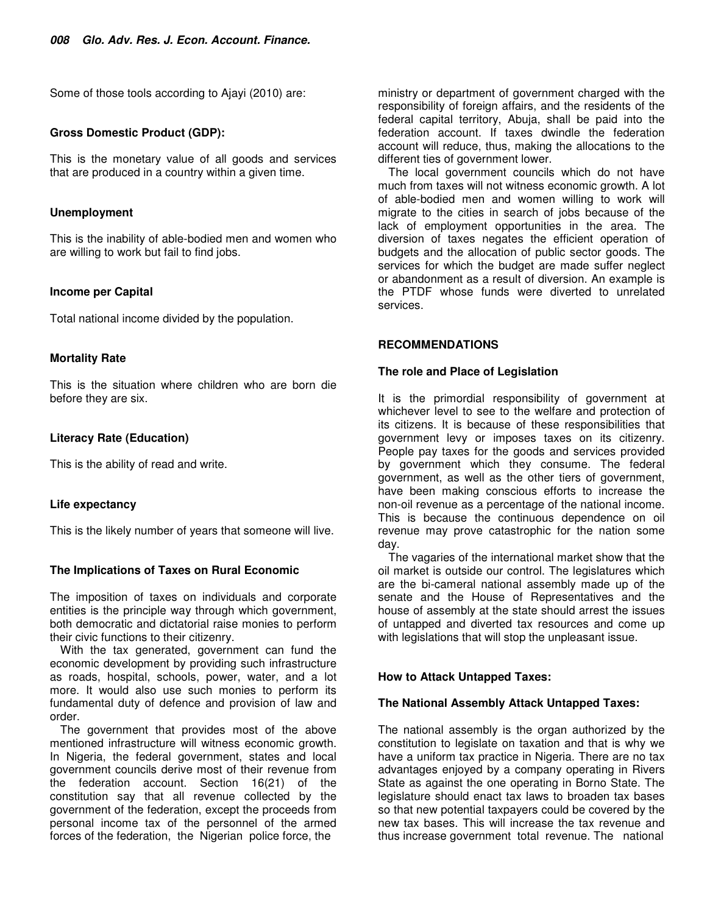Some of those tools according to Ajayi (2010) are:

### Gross Domestic Product (GDP):

This is the monetary value of all goods and services that are produced in a country within a given time.

### Unemployment

This is the inability of able-bodied men and women who are willing to work but fail to find jobs.

### Income per Capital

Total national income divided by the population.

### Mortality Rate

This is the situation where children who are born die before they are six.

### Literacy Rate (Education)

This is the ability of read and write.

### Life expectancy

This is the likely number of years that someone will live.

### The Implications of Taxes on Rural Economic

The imposition of taxes on individuals and corporate entities is the principle way through which government, both democratic and dictatorial raise monies to perform their civic functions to their citizenry.

With the tax generated, government can fund the economic development by providing such infrastructure as roads, hospital, schools, power, water, and a lot more. It would also use such monies to perform its fundamental duty of defence and provision of law and order.

The government that provides most of the above mentioned infrastructure will witness economic growth. In Nigeria, the federal government, states and local government councils derive most of their revenue from the federation account. Section 16(21) of the constitution say that all revenue collected by the government of the federation, except the proceeds from personal income tax of the personnel of the armed forces of the federation, the Nigerian police force, the ministry or department of government charged with the responsibility of foreign affairs, and the residents of the federal capital territory, Abuja, shall be paid into the federation account. If taxes dwindle the federation account will reduce, thus, making the allocations to the different ties of government lower.

The local government councils which do not have much from taxes will not witness economic growth. A lot of able-bodied men and women willing to work will migrate to the cities in search of jobs because of the lack of employment opportunities in the area. The diversion of taxes negates the efficient operation of budgets and the allocation of public sector goods. The services for which the budget are made suffer neglect or abandonment as a result of diversion. An example is the PTDF whose funds were diverted to unrelated services.

## RECOMMENDATIONS

### The role and Place of Legislation

It is the primordial responsibility of government at whichever level to see to the welfare and protection of its citizens. It is because of these responsibilities that government levy or imposes taxes on its citizenry. People pay taxes for the goods and services provided by government which they consume. The federal government, as well as the other tiers of government, have been making conscious efforts to increase the non-oil revenue as a percentage of the national income. This is because the continuous dependence on oil revenue may prove catastrophic for the nation some day.

The vagaries of the international market show that the oil market is outside our control. The legislatures which are the bi-cameral national assembly made up of the senate and the House of Representatives and the house of assembly at the state should arrest the issues of untapped and diverted tax resources and come up with legislations that will stop the unpleasant issue.

### How to Attack Untapped Taxes:

### The National Assembly Attack Untapped Taxes:

The national assembly is the organ authorized by the constitution to legislate on taxation and that is why we have a uniform tax practice in Nigeria. There are no tax advantages enjoyed by a company operating in Rivers State as against the one operating in Borno State. The legislature should enact tax laws to broaden tax bases so that new potential taxpayers could be covered by the new tax bases. This will increase the tax revenue and thus increase government total revenue. The national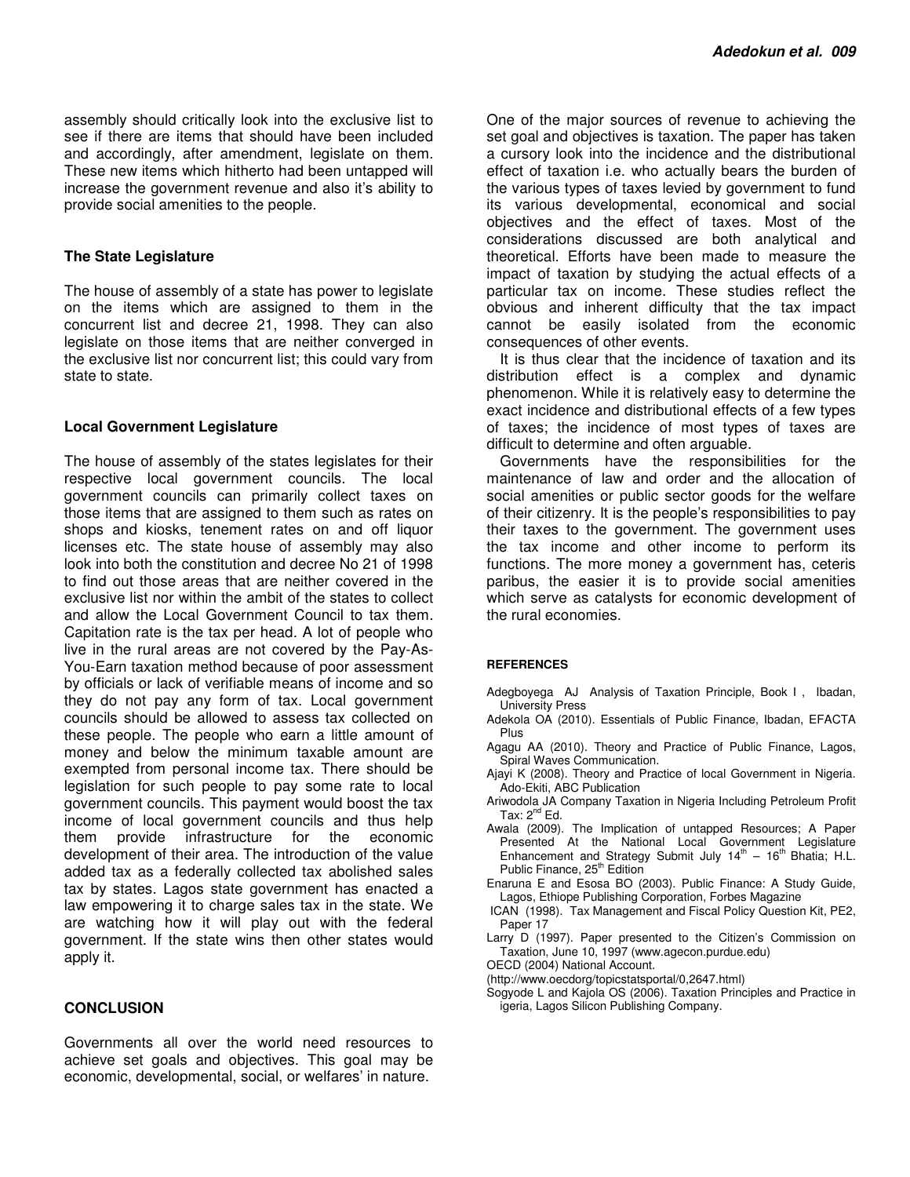assembly should critically look into the exclusive list to see if there are items that should have been included and accordingly, after amendment, legislate on them. These new items which hitherto had been untapped will increase the government revenue and also it's ability to provide social amenities to the people.

### The State Legislature

The house of assembly of a state has power to legislate on the items which are assigned to them in the concurrent list and decree 21, 1998. They can also legislate on those items that are neither converged in the exclusive list nor concurrent list; this could vary from state to state.

### Local Government Legislature

The house of assembly of the states legislates for their respective local government councils. The local government councils can primarily collect taxes on those items that are assigned to them such as rates on shops and kiosks, tenement rates on and off liquor licenses etc. The state house of assembly may also look into both the constitution and decree No 21 of 1998 to find out those areas that are neither covered in the exclusive list nor within the ambit of the states to collect and allow the Local Government Council to tax them. Capitation rate is the tax per head. A lot of people who live in the rural areas are not covered by the Pay-As-You-Earn taxation method because of poor assessment by officials or lack of verifiable means of income and so they do not pay any form of tax. Local government councils should be allowed to assess tax collected on these people. The people who earn a little amount of money and below the minimum taxable amount are exempted from personal income tax. There should be legislation for such people to pay some rate to local government councils. This payment would boost the tax income of local government councils and thus help them provide infrastructure for the economic development of their area. The introduction of the value added tax as a federally collected tax abolished sales tax by states. Lagos state government has enacted a law empowering it to charge sales tax in the state. We are watching how it will play out with the federal government. If the state wins then other states would apply it.

## CONCLUSION

Governments all over the world need resources to achieve set goals and objectives. This goal may be economic, developmental, social, or welfares' in nature. One of the major sources of revenue to achieving the set goal and objectives is taxation. The paper has taken a cursory look into the incidence and the distributional effect of taxation i.e. who actually bears the burden of the various types of taxes levied by government to fund its various developmental, economical and social objectives and the effect of taxes. Most of the considerations discussed are both analytical and theoretical. Efforts have been made to measure the impact of taxation by studying the actual effects of a particular tax on income. These studies reflect the obvious and inherent difficulty that the tax impact cannot be easily isolated from the economic consequences of other events.

It is thus clear that the incidence of taxation and its distribution effect is a complex and dynamic phenomenon. While it is relatively easy to determine the exact incidence and distributional effects of a few types of taxes; the incidence of most types of taxes are difficult to determine and often arguable.

Governments have the responsibilities for the maintenance of law and order and the allocation of social amenities or public sector goods for the welfare of their citizenry. It is the people's responsibilities to pay their taxes to the government. The government uses the tax income and other income to perform its functions. The more money a government has, ceteris paribus, the easier it is to provide social amenities which serve as catalysts for economic development of the rural economies.

## REFERENCES

Adegboyega AJ Analysis of Taxation Principle, Book I , Ibadan, University Press

Adekola OA (2010). Essentials of Public Finance, Ibadan, EFACTA Plus

Agagu AA (2010). Theory and Practice of Public Finance, Lagos, Spiral Waves Communication.

Ajayi K (2008). Theory and Practice of local Government in Nigeria. Ado-Ekiti, ABC Publication

Ariwodola JA Company Taxation in Nigeria Including Petroleum Profit Tax: 2nd Ed.

Awala (2009). The Implication of untapped Resources; A Paper Presented At the National Local Government Legislature Enhancement and Strategy Submit July 14th – 16th Bhatia; H.L. Public Finance, 25th Edition

Enaruna E and Esosa BO (2003). Public Finance: A Study Guide, Lagos, Ethiope Publishing Corporation, Forbes Magazine

ICAN (1998). Tax Management and Fiscal Policy Question Kit, PE2, Paper 17

Larry D (1997). Paper presented to the Citizen's Commission on Taxation, June 10, 1997 (www.agecon.purdue.edu)

OECD (2004) National Account.

(http://www.oecdorg/topicstatsportal/0,2647.html)

Sogyode L and Kajola OS (2006). Taxation Principles and Practice in igeria, Lagos Silicon Publishing Company.